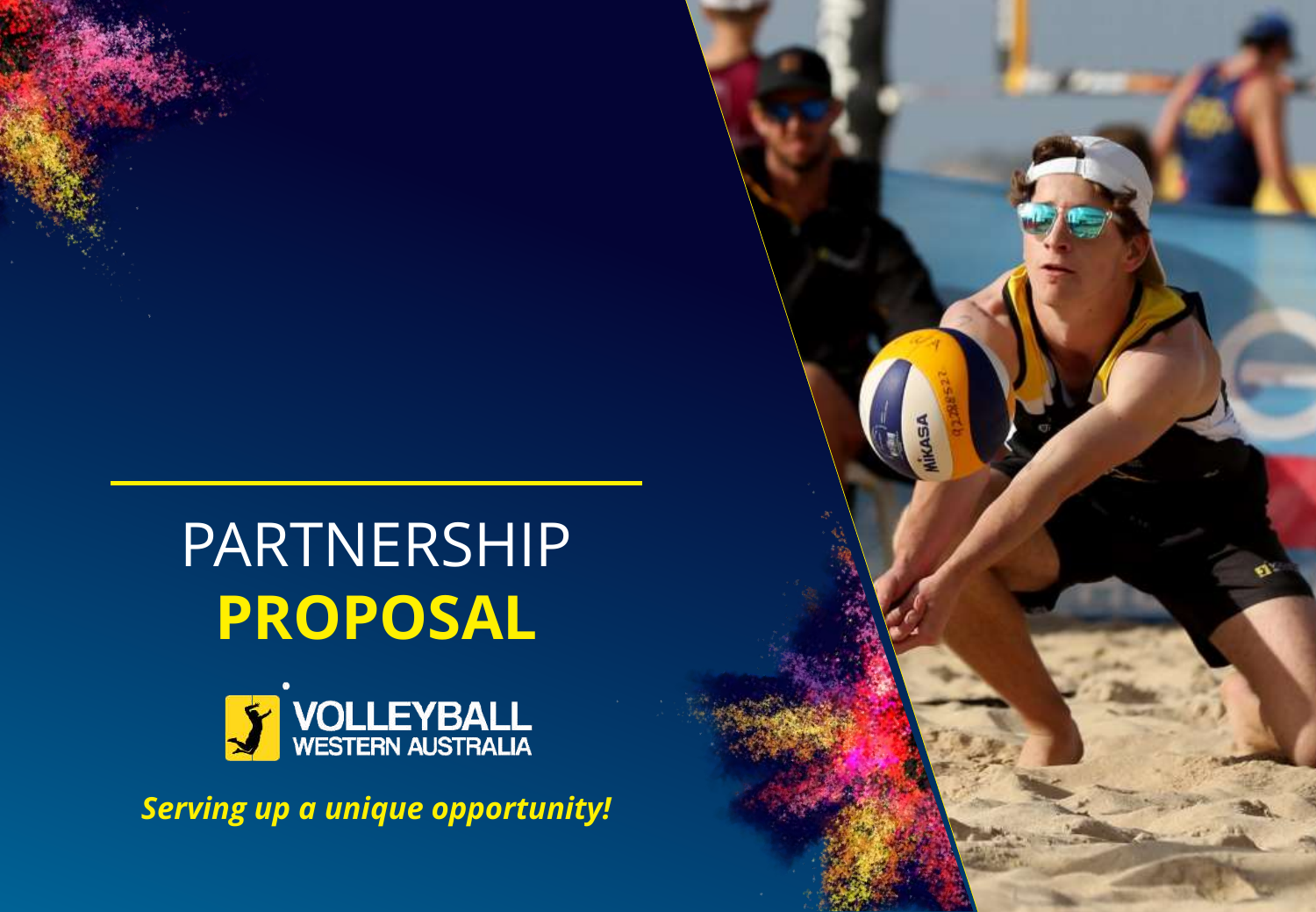# PARTNERSHIP **PROPOSAL**

VOLLEYBALL WESTERN AUSTRALIA

***Serving up a unique opportunity!***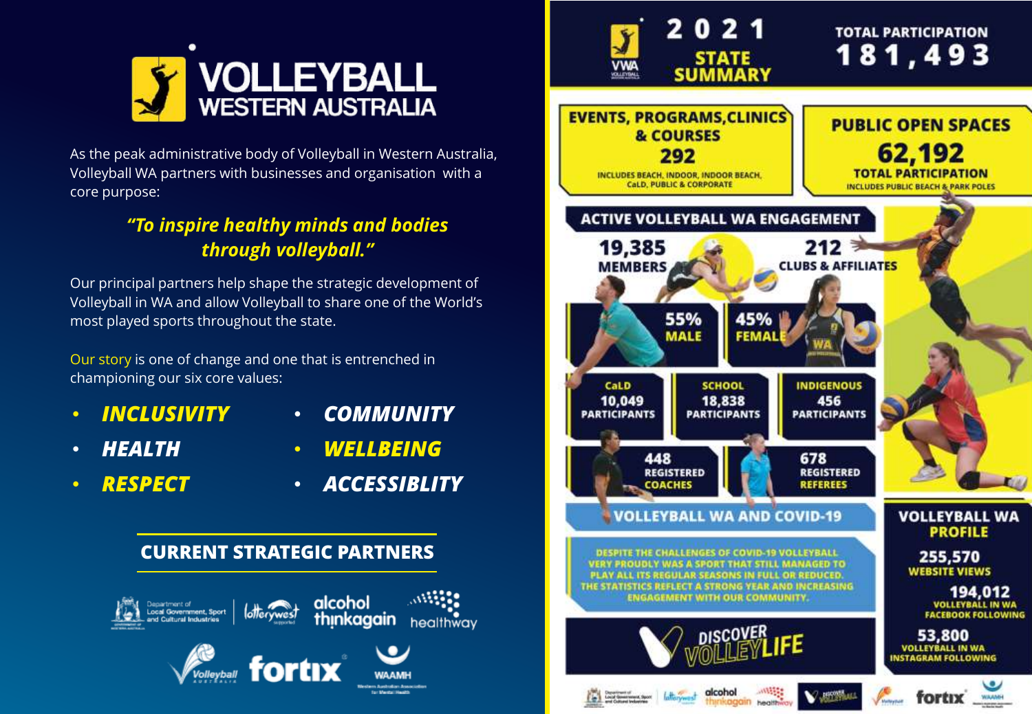# VOLLEYBALL WESTERN AUSTRALIA

As the peak administrative body of Volleyball in Western Australia, Volleyball WA partners with businesses and organisation with a core purpose:

***"To inspire healthy minds and bodies through volleyball."***

Our principal partners help shape the strategic development of Volleyball in WA and allow Volleyball to share one of the World's most played sports throughout the state.

Our story is one of change and one that is entrenched in championing our six core values:

- ***INCLUSIVITY***
- ***HEALTH***
- ***RESPECT***
- ***COMMUNITY***
- ***WELLBEING***
- ***ACCESSIBLITY***

## CURRENT STRATEGIC PARTNERS

Department of Local Government, Sport and Cultural Industries · lotterywest supported · alcohol thinkagain · healthway · Volleyball Australia · fortix · WAAMH Western Australian Association for Mental Health

# 2021 STATE SUMMARY

**TOTAL PARTICIPATION 181,493**

## EVENTS, PROGRAMS, CLINICS & COURSES

**292**

INCLUDES BEACH, INDOOR, INDOOR BEACH, CaLD, PUBLIC & CORPORATE

## PUBLIC OPEN SPACES

**62,192**

**TOTAL PARTICIPATION**

INCLUDES PUBLIC BEACH & PARK POLES

## ACTIVE VOLLEYBALL WA ENGAGEMENT

- **19,385** MEMBERS
- **212** CLUBS & AFFILIATES
- **55%** MALE
- **45%** FEMALE
- CaLD: **10,049** PARTICIPANTS
- SCHOOL: **18,838** PARTICIPANTS
- INDIGENOUS: **456** PARTICIPANTS
- **448** REGISTERED COACHES
- **678** REGISTERED REFEREES

## VOLLEYBALL WA AND COVID-19

DESPITE THE CHALLENGES OF COVID-19 VOLLEYBALL VERY PROUDLY WAS A SPORT THAT STILL MANAGED TO PLAY ALL ITS REGULAR SEASONS IN FULL OR REDUCED. THE STATISTICS REFLECT A STRONG YEAR AND INCREASING ENGAGEMENT WITH OUR COMMUNITY.

DISCOVER VOLLEYLIFE

## VOLLEYBALL WA PROFILE

- **255,570** WEBSITE VIEWS
- **194,012** VOLLEYBALL IN WA FACEBOOK FOLLOWING
- **53,800** VOLLEYBALL IN WA INSTAGRAM FOLLOWING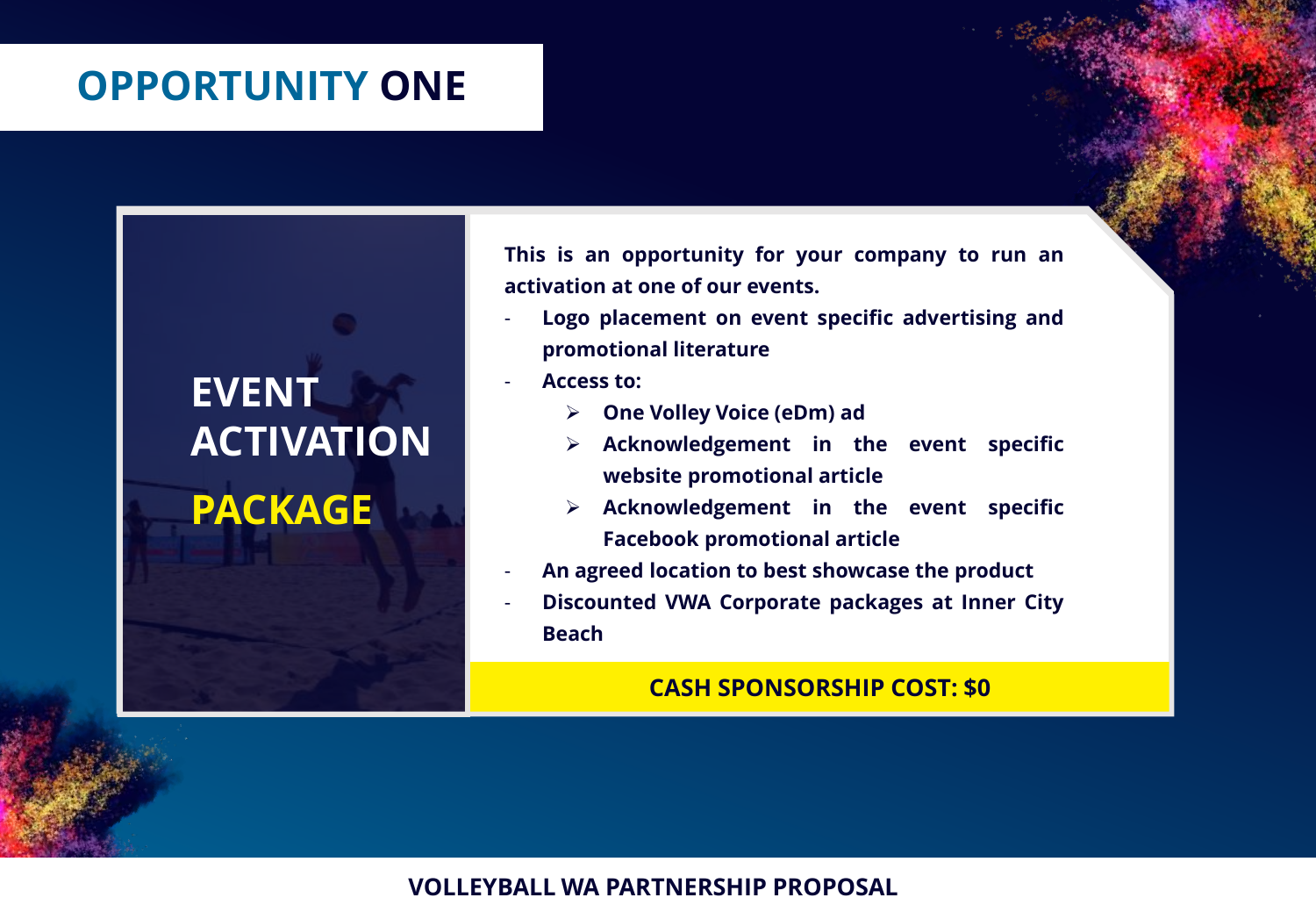# OPPORTUNITY ONE

## EVENT ACTIVATION PACKAGE

**This is an opportunity for your company to run an activation at one of our events.**

- **Logo placement on event specific advertising and promotional literature**
- **Access to:**
  - **One Volley Voice (eDm) ad**
  - **Acknowledgement in the event specific website promotional article**
  - **Acknowledgement in the event specific Facebook promotional article**
- **An agreed location to best showcase the product**
- **Discounted VWA Corporate packages at Inner City Beach**

**CASH SPONSORSHIP COST: $0**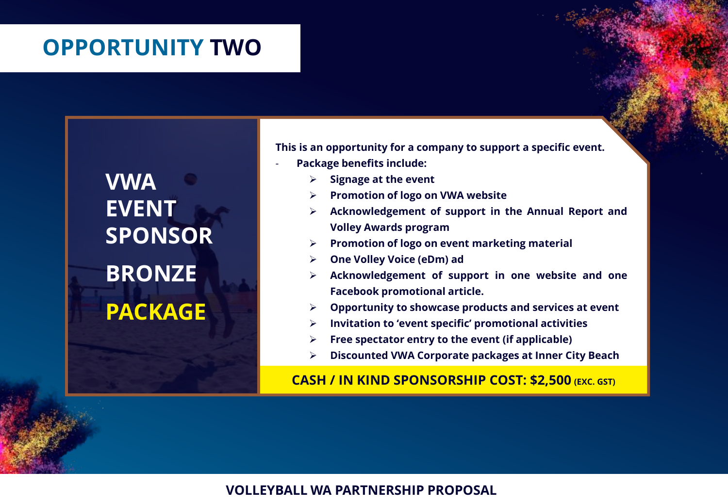# OPPORTUNITY TWO

## VWA EVENT SPONSOR BRONZE PACKAGE

**This is an opportunity for a company to support a specific event.**

- **Package benefits include:**
  - **Signage at the event**
  - **Promotion of logo on VWA website**
  - **Acknowledgement of support in the Annual Report and Volley Awards program**
  - **Promotion of logo on event marketing material**
  - **One Volley Voice (eDm) ad**
  - **Acknowledgement of support in one website and one Facebook promotional article.**
  - **Opportunity to showcase products and services at event**
  - **Invitation to 'event specific' promotional activities**
  - **Free spectator entry to the event (if applicable)**
  - **Discounted VWA Corporate packages at Inner City Beach**

**CASH / IN KIND SPONSORSHIP COST: $2,500 (EXC. GST)**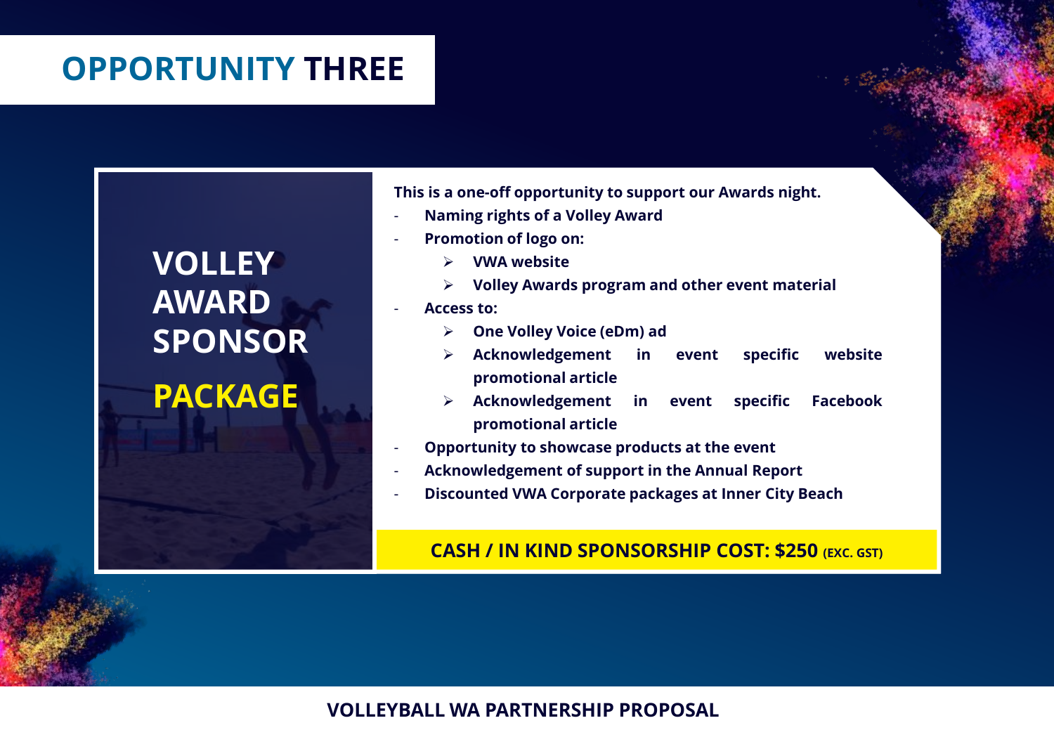# OPPORTUNITY THREE

## VOLLEY AWARD SPONSOR PACKAGE

**This is a one-off opportunity to support our Awards night.**

- **Naming rights of a Volley Award**
- **Promotion of logo on:**
  - **VWA website**
  - **Volley Awards program and other event material**
- **Access to:**
  - **One Volley Voice (eDm) ad**
  - **Acknowledgement in event specific website promotional article**
  - **Acknowledgement in event specific Facebook promotional article**
- **Opportunity to showcase products at the event**
- **Acknowledgement of support in the Annual Report**
- **Discounted VWA Corporate packages at Inner City Beach**

**CASH / IN KIND SPONSORSHIP COST: $250 (EXC. GST)**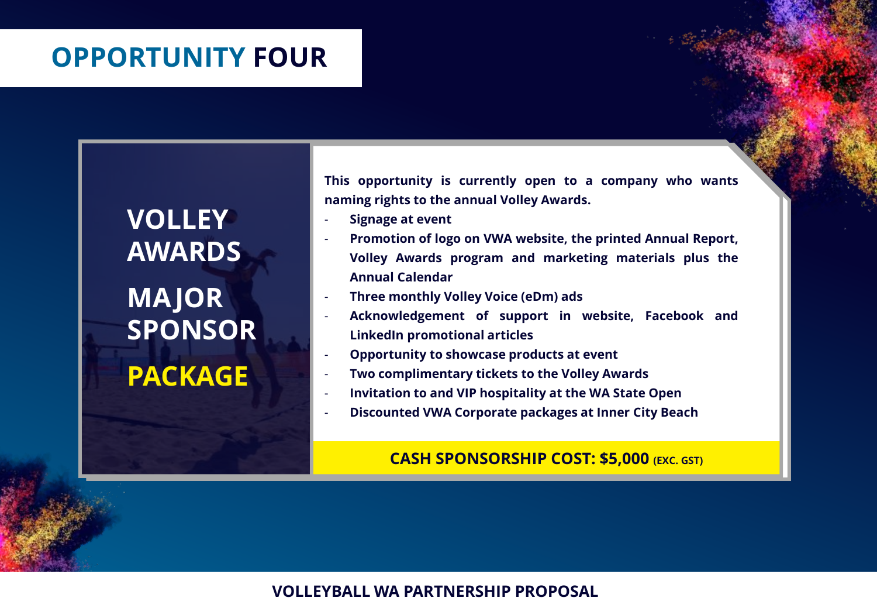# OPPORTUNITY FOUR

## VOLLEY AWARDS MAJOR SPONSOR PACKAGE

**This opportunity is currently open to a company who wants naming rights to the annual Volley Awards.**

- **Signage at event**
- **Promotion of logo on VWA website, the printed Annual Report, Volley Awards program and marketing materials plus the Annual Calendar**
- **Three monthly Volley Voice (eDm) ads**
- **Acknowledgement of support in website, Facebook and LinkedIn promotional articles**
- **Opportunity to showcase products at event**
- **Two complimentary tickets to the Volley Awards**
- **Invitation to and VIP hospitality at the WA State Open**
- **Discounted VWA Corporate packages at Inner City Beach**

**CASH SPONSORSHIP COST: $5,000 (EXC. GST)**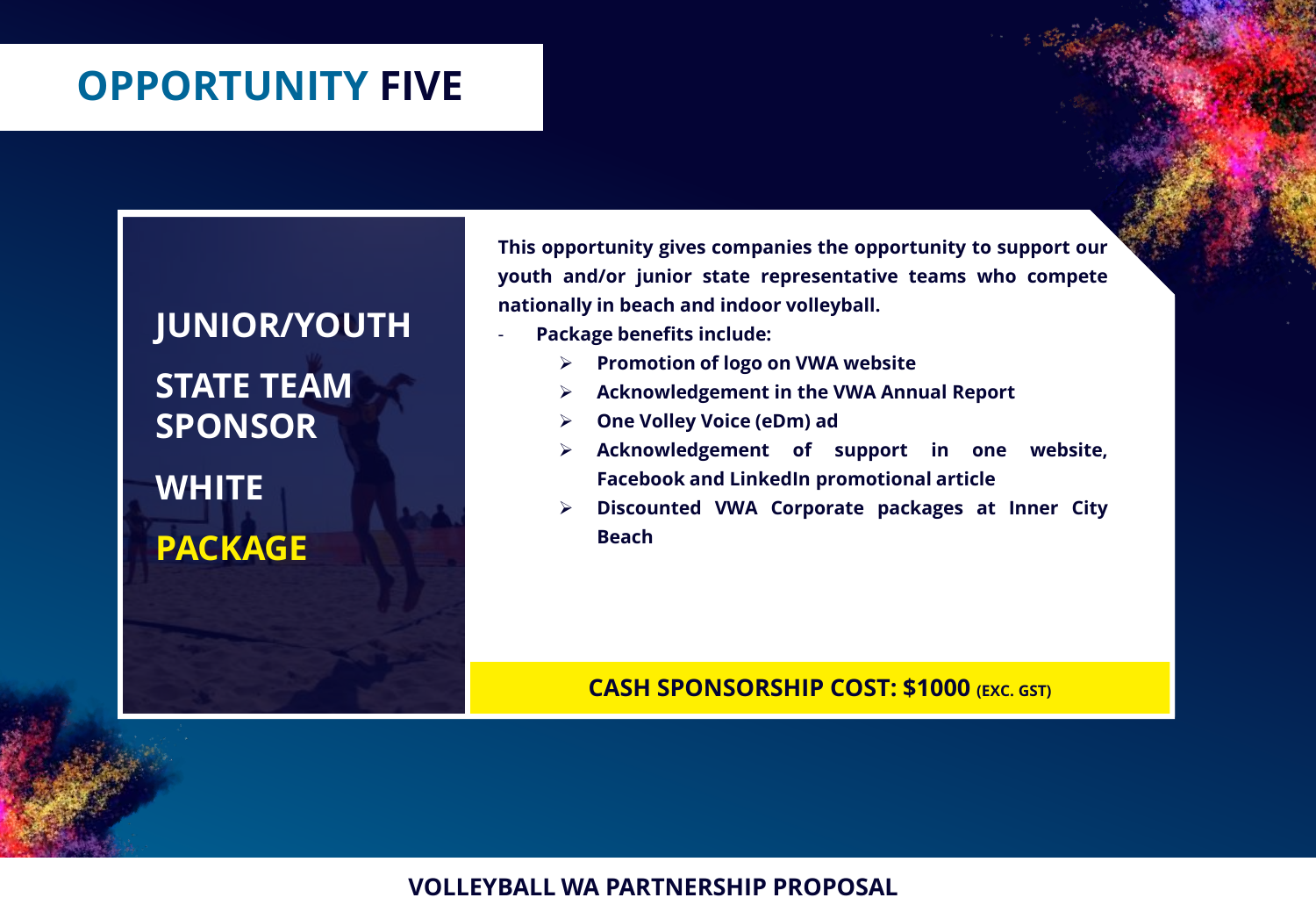# OPPORTUNITY FIVE

## JUNIOR/YOUTH STATE TEAM SPONSOR

## WHITE PACKAGE

**This opportunity gives companies the opportunity to support our youth and/or junior state representative teams who compete nationally in beach and indoor volleyball.**

- **Package benefits include:**
  - **Promotion of logo on VWA website**
  - **Acknowledgement in the VWA Annual Report**
  - **One Volley Voice (eDm) ad**
  - **Acknowledgement of support in one website, Facebook and LinkedIn promotional article**
  - **Discounted VWA Corporate packages at Inner City Beach**

**CASH SPONSORSHIP COST: $1000 (EXC. GST)**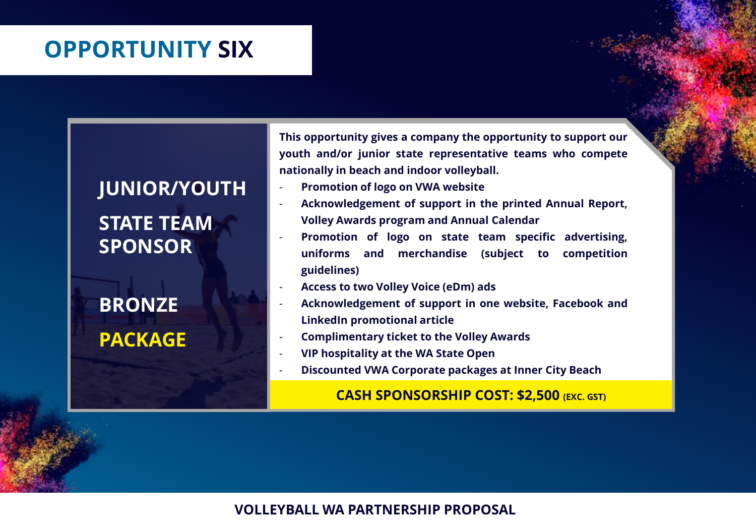# OPPORTUNITY SIX

## JUNIOR/YOUTH STATE TEAM SPONSOR

## BRONZE PACKAGE

**This opportunity gives a company the opportunity to support our youth and/or junior state representative teams who compete nationally in beach and indoor volleyball.**

- **Promotion of logo on VWA website**
- **Acknowledgement of support in the printed Annual Report, Volley Awards program and Annual Calendar**
- **Promotion of logo on state team specific advertising, uniforms and merchandise (subject to competition guidelines)**
- **Access to two Volley Voice (eDm) ads**
- **Acknowledgement of support in one website, Facebook and LinkedIn promotional article**
- **Complimentary ticket to the Volley Awards**
- **VIP hospitality at the WA State Open**
- **Discounted VWA Corporate packages at Inner City Beach**

**CASH SPONSORSHIP COST: $2,500 (EXC. GST)**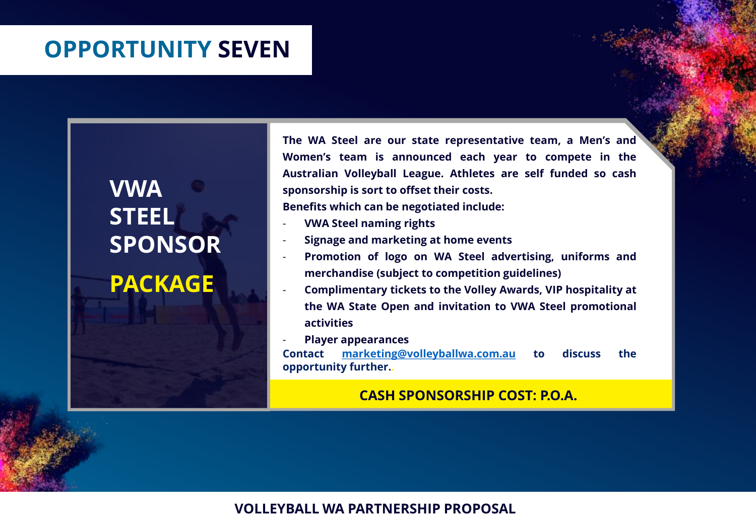# OPPORTUNITY SEVEN

## VWA STEEL SPONSOR PACKAGE

**The WA Steel are our state representative team, a Men's and Women's team is announced each year to compete in the Australian Volleyball League. Athletes are self funded so cash sponsorship is sort to offset their costs.**

**Benefits which can be negotiated include:**

- **VWA Steel naming rights**
- **Signage and marketing at home events**
- **Promotion of logo on WA Steel advertising, uniforms and merchandise (subject to competition guidelines)**
- **Complimentary tickets to the Volley Awards, VIP hospitality at the WA State Open and invitation to VWA Steel promotional activities**
- **Player appearances**

**Contact marketing@volleyballwa.com.au to discuss the opportunity further..**

**CASH SPONSORSHIP COST: P.O.A.**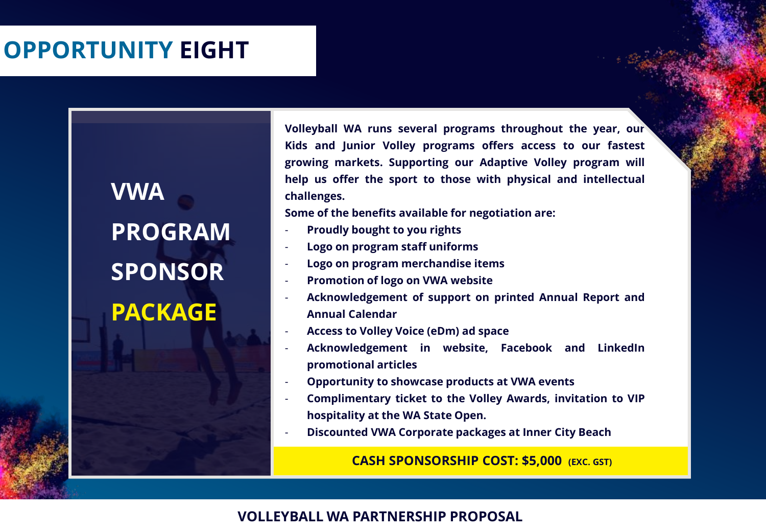# OPPORTUNITY EIGHT

## VWA PROGRAM SPONSOR PACKAGE

**Volleyball WA runs several programs throughout the year, our Kids and Junior Volley programs offers access to our fastest growing markets. Supporting our Adaptive Volley program will help us offer the sport to those with physical and intellectual challenges.**

**Some of the benefits available for negotiation are:**

- **Proudly bought to you rights**
- **Logo on program staff uniforms**
- **Logo on program merchandise items**
- **Promotion of logo on VWA website**
- **Acknowledgement of support on printed Annual Report and Annual Calendar**
- **Access to Volley Voice (eDm) ad space**
- **Acknowledgement in website, Facebook and LinkedIn promotional articles**
- **Opportunity to showcase products at VWA events**
- **Complimentary ticket to the Volley Awards, invitation to VIP hospitality at the WA State Open.**
- **Discounted VWA Corporate packages at Inner City Beach**

**CASH SPONSORSHIP COST: $5,000 (EXC. GST)**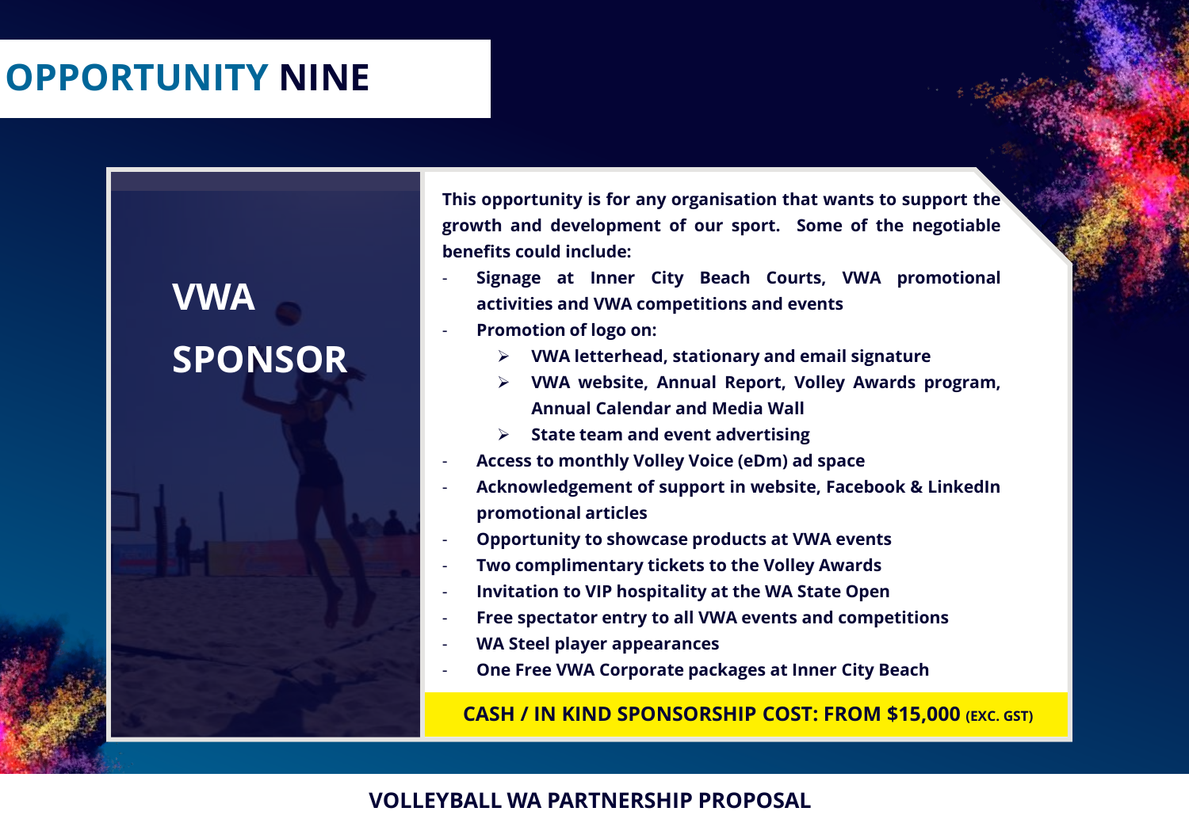# OPPORTUNITY NINE

## VWA SPONSOR

**This opportunity is for any organisation that wants to support the growth and development of our sport. Some of the negotiable benefits could include:**

- **Signage at Inner City Beach Courts, VWA promotional activities and VWA competitions and events**
- **Promotion of logo on:**
    - **VWA letterhead, stationary and email signature**
    - **VWA website, Annual Report, Volley Awards program, Annual Calendar and Media Wall**
    - **State team and event advertising**
- **Access to monthly Volley Voice (eDm) ad space**
- **Acknowledgement of support in website, Facebook & LinkedIn promotional articles**
- **Opportunity to showcase products at VWA events**
- **Two complimentary tickets to the Volley Awards**
- **Invitation to VIP hospitality at the WA State Open**
- **Free spectator entry to all VWA events and competitions**
- **WA Steel player appearances**
- **One Free VWA Corporate packages at Inner City Beach**

**CASH / IN KIND SPONSORSHIP COST: FROM $15,000 (EXC. GST)**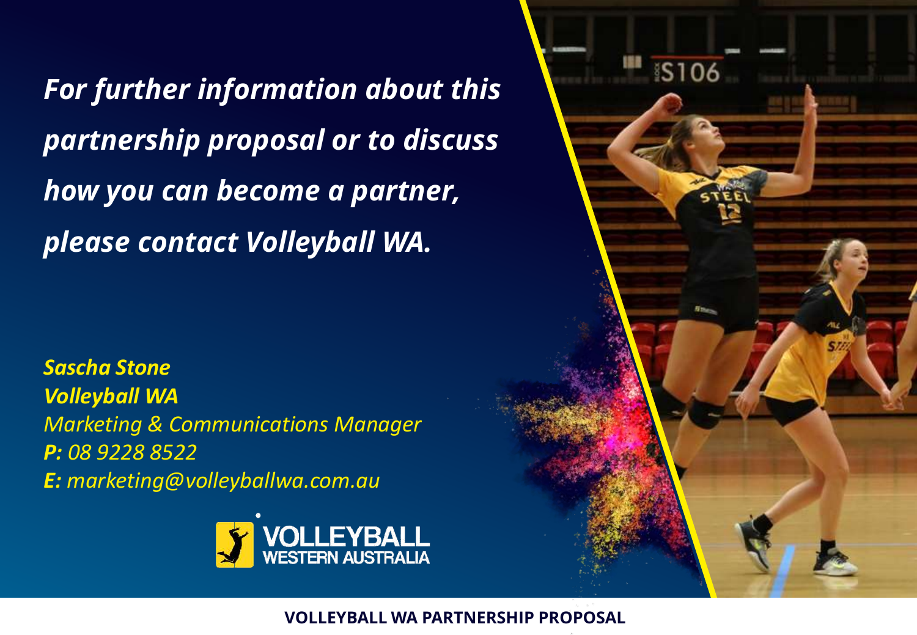***For further information about this partnership proposal or to discuss how you can become a partner, please contact Volleyball WA.***

***Sascha Stone***
***Volleyball WA***
*Marketing & Communications Manager*
***P:*** *08 9228 8522*
***E:*** *marketing@volleyballwa.com.au*